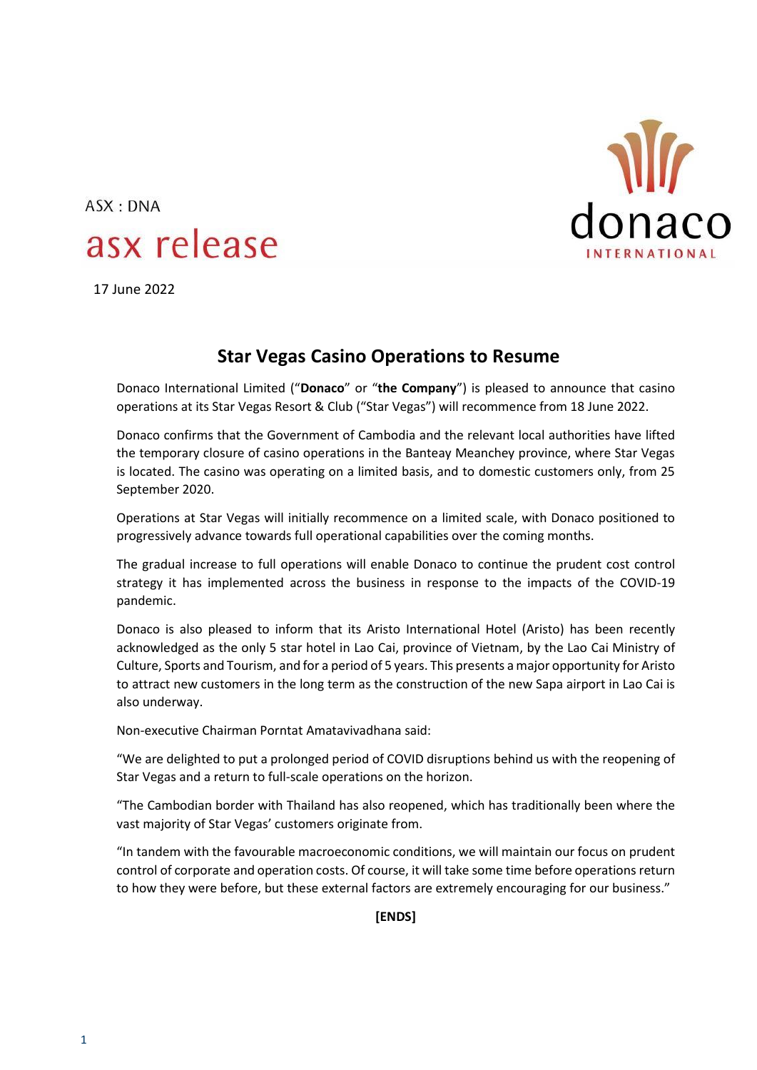ASX : DNA

asx release

donaco INTERNATIONAL

17 June 2022

## Star Vegas Casino Operations to Resume

Donaco International Limited ("**Donaco**" or "**the Company**") is pleased to announce that casino operations at its Star Vegas Resort & Club ("Star Vegas") will recommence from 18 June 2022.

Donaco confirms that the Government of Cambodia and the relevant local authorities have lifted the temporary closure of casino operations in the Banteay Meanchey province, where Star Vegas is located. The casino was operating on a limited basis, and to domestic customers only, from 25 September 2020.

Operations at Star Vegas will initially recommence on a limited scale, with Donaco positioned to progressively advance towards full operational capabilities over the coming months.

The gradual increase to full operations will enable Donaco to continue the prudent cost control strategy it has implemented across the business in response to the impacts of the COVID-19 pandemic.

Donaco is also pleased to inform that its Aristo International Hotel (Aristo) has been recently acknowledged as the only 5 star hotel in Lao Cai, province of Vietnam, by the Lao Cai Ministry of Culture, Sports and Tourism, and for a period of 5 years. This presents a major opportunity for Aristo to attract new customers in the long term as the construction of the new Sapa airport in Lao Cai is also underway.

Non-executive Chairman Porntat Amatavivadhana said:

"We are delighted to put a prolonged period of COVID disruptions behind us with the reopening of Star Vegas and a return to full-scale operations on the horizon.

"The Cambodian border with Thailand has also reopened, which has traditionally been where the vast majority of Star Vegas' customers originate from.

"In tandem with the favourable macroeconomic conditions, we will maintain our focus on prudent control of corporate and operation costs. Of course, it will take some time before operations return to how they were before, but these external factors are extremely encouraging for our business."

**[ENDS]**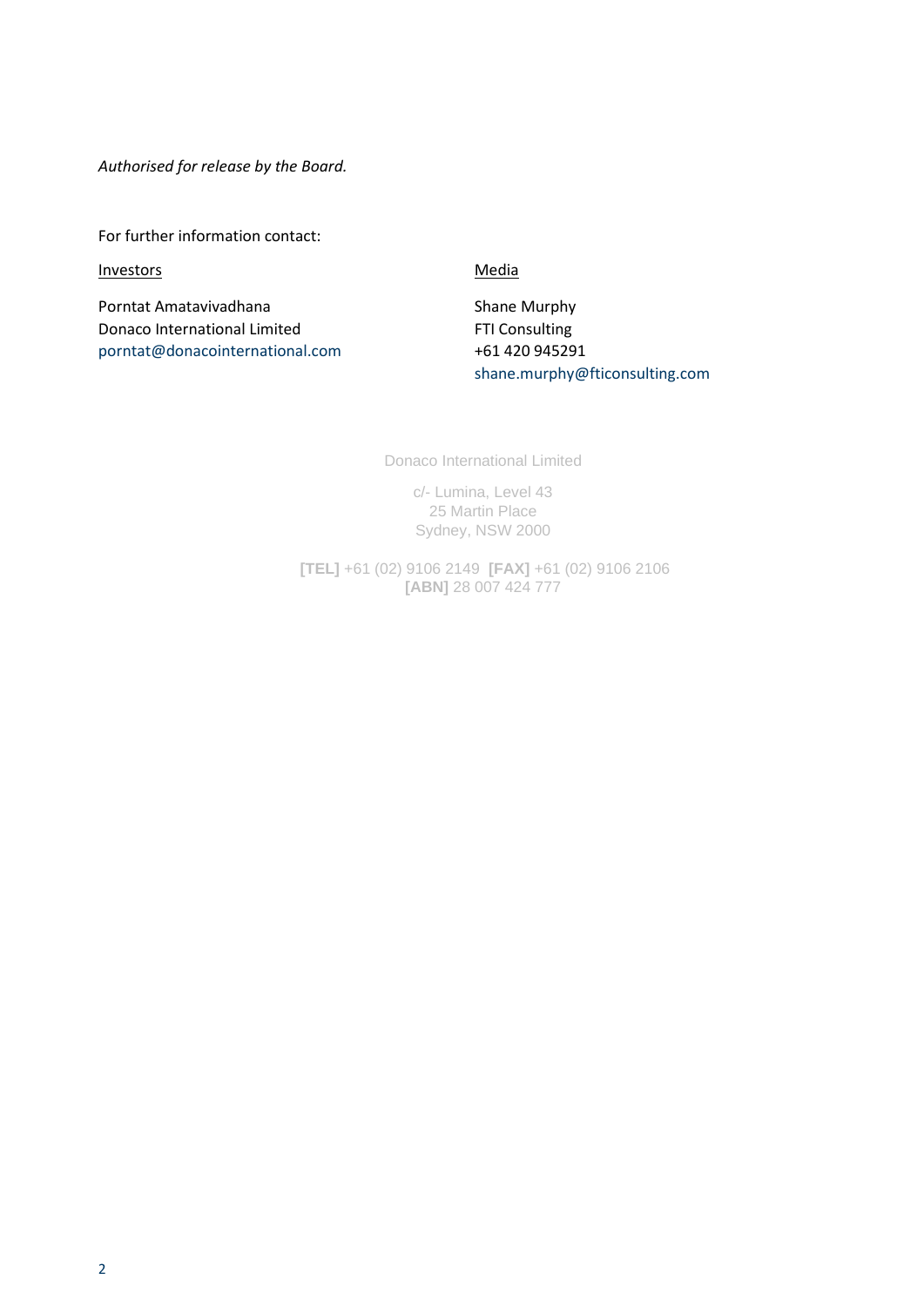*Authorised for release by the Board.*

For further information contact:

Investors

Porntat Amatavivadhana
Donaco International Limited
porntat@donacointernational.com

Media

Shane Murphy
FTI Consulting
+61 420 945291
shane.murphy@fticonsulting.com

Donaco International Limited

c/- Lumina, Level 43
25 Martin Place
Sydney, NSW 2000

**[TEL]** +61 (02) 9106 2149 **[FAX]** +61 (02) 9106 2106
**[ABN]** 28 007 424 777